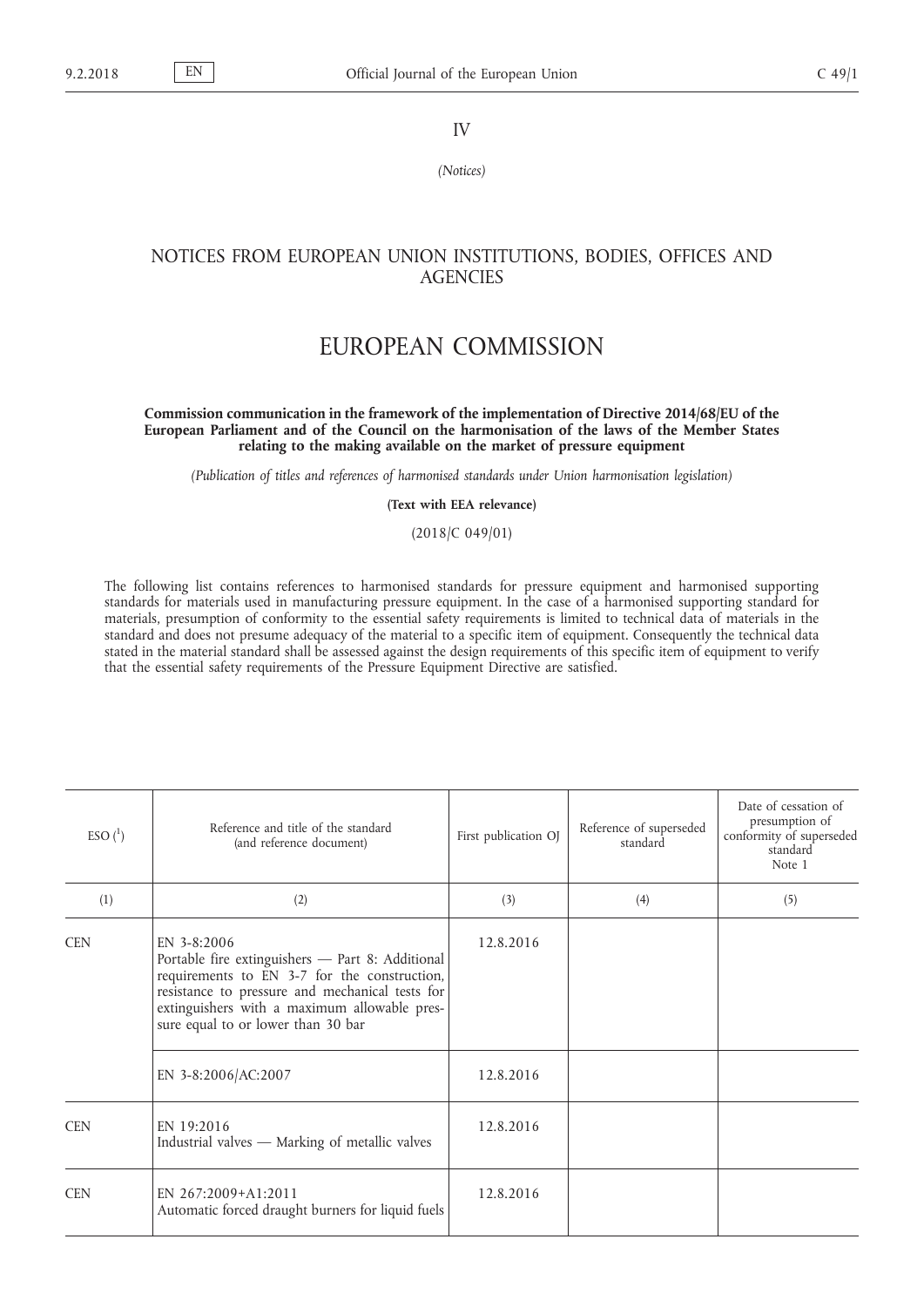IV

*(Notices)*

## NOTICES FROM EUROPEAN UNION INSTITUTIONS, BODIES, OFFICES AND AGENCIES

# EUROPEAN COMMISSION

**Commission communication in the framework of the implementation of Directive 2014/68/EU of the European Parliament and of the Council on the harmonisation of the laws of the Member States relating to the making available on the market of pressure equipment**

*(Publication of titles and references of harmonised standards under Union harmonisation legislation)*

**(Text with EEA relevance)**

(2018/C 049/01)

The following list contains references to harmonised standards for pressure equipment and harmonised supporting standards for materials used in manufacturing pressure equipment. In the case of a harmonised supporting standard for materials, presumption of conformity to the essential safety requirements is limited to technical data of materials in the standard and does not presume adequacy of the material to a specific item of equipment. Consequently the technical data stated in the material standard shall be assessed against the design requirements of this specific item of equipment to verify that the essential safety requirements of the Pressure Equipment Directive are satisfied.

| ESO [1] | Reference and title of the standard (and reference document) | First publication OJ | Reference of superseded standard | Date of cessation of presumption of conformity of superseded standard Note 1 |
|---|---|---|---|---|
| (1) | (2) | (3) | (4) | (5) |
| CEN | EN 3-8:2006<br>Portable fire extinguishers — Part 8: Additional requirements to EN 3-7 for the construction, resistance to pressure and mechanical tests for extinguishers with a maximum allowable pressure equal to or lower than 30 bar | 12.8.2016 | | |
| | EN 3-8:2006/AC:2007 | 12.8.2016 | | |
| CEN | EN 19:2016<br>Industrial valves — Marking of metallic valves | 12.8.2016 | | |
| CEN | EN 267:2009+A1:2011<br>Automatic forced draught burners for liquid fuels | 12.8.2016 | | |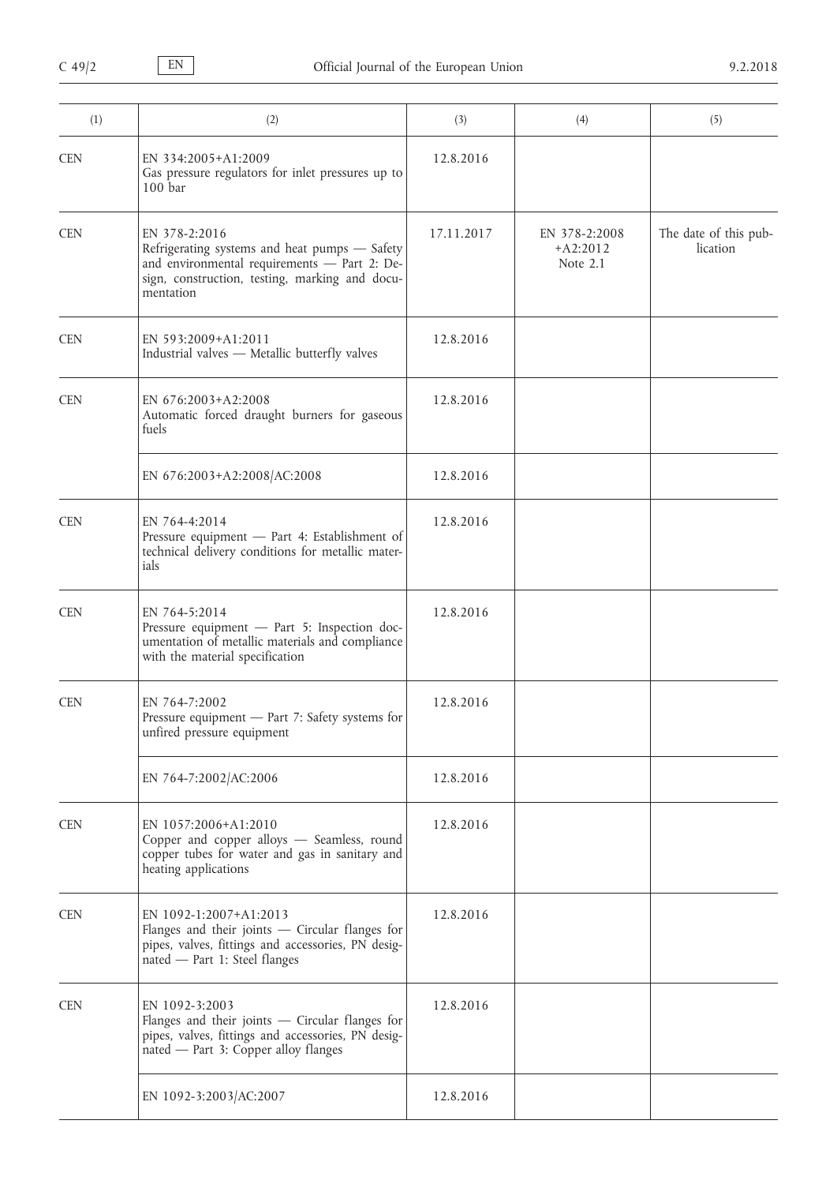| (1) | (2) | (3) | (4) | (5) |
|---|---|---|---|---|
| CEN | EN 334:2005+A1:2009<br>Gas pressure regulators for inlet pressures up to 100 bar | 12.8.2016 | | |
| CEN | EN 378-2:2016<br>Refrigerating systems and heat pumps — Safety and environmental requirements — Part 2: Design, construction, testing, marking and documentation | 17.11.2017 | EN 378-2:2008<br>+A2:2012<br>Note 2.1 | The date of this publication |
| CEN | EN 593:2009+A1:2011<br>Industrial valves — Metallic butterfly valves | 12.8.2016 | | |
| CEN | EN 676:2003+A2:2008<br>Automatic forced draught burners for gaseous fuels | 12.8.2016 | | |
| | EN 676:2003+A2:2008/AC:2008 | 12.8.2016 | | |
| CEN | EN 764-4:2014<br>Pressure equipment — Part 4: Establishment of technical delivery conditions for metallic materials | 12.8.2016 | | |
| CEN | EN 764-5:2014<br>Pressure equipment — Part 5: Inspection documentation of metallic materials and compliance with the material specification | 12.8.2016 | | |
| CEN | EN 764-7:2002<br>Pressure equipment — Part 7: Safety systems for unfired pressure equipment | 12.8.2016 | | |
| | EN 764-7:2002/AC:2006 | 12.8.2016 | | |
| CEN | EN 1057:2006+A1:2010<br>Copper and copper alloys — Seamless, round copper tubes for water and gas in sanitary and heating applications | 12.8.2016 | | |
| CEN | EN 1092-1:2007+A1:2013<br>Flanges and their joints — Circular flanges for pipes, valves, fittings and accessories, PN designated — Part 1: Steel flanges | 12.8.2016 | | |
| CEN | EN 1092-3:2003<br>Flanges and their joints — Circular flanges for pipes, valves, fittings and accessories, PN designated — Part 3: Copper alloy flanges | 12.8.2016 | | |
| | EN 1092-3:2003/AC:2007 | 12.8.2016 | | |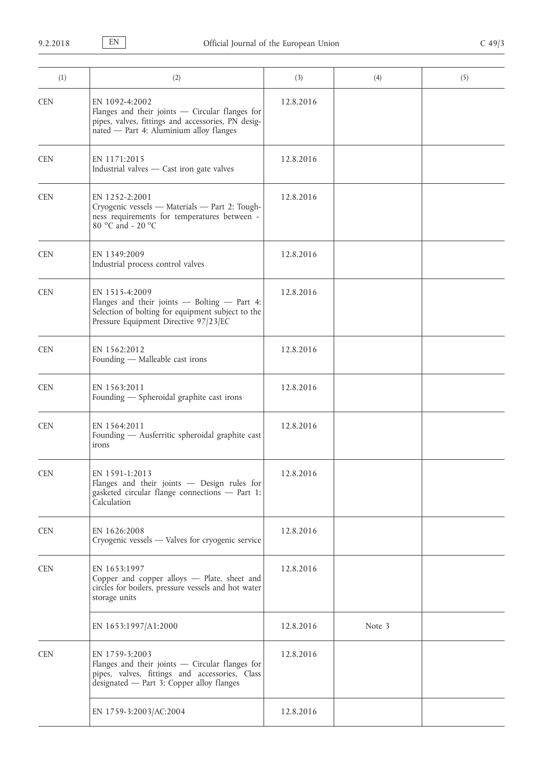| (1) | (2) | (3) | (4) | (5) |
|---|---|---|---|---|
| CEN | EN 1092-4:2002<br>Flanges and their joints — Circular flanges for pipes, valves, fittings and accessories, PN designated — Part 4: Aluminium alloy flanges | 12.8.2016 | | |
| CEN | EN 1171:2015<br>Industrial valves — Cast iron gate valves | 12.8.2016 | | |
| CEN | EN 1252-2:2001<br>Cryogenic vessels — Materials — Part 2: Toughness requirements for temperatures between - 80 °C and - 20 °C | 12.8.2016 | | |
| CEN | EN 1349:2009<br>Industrial process control valves | 12.8.2016 | | |
| CEN | EN 1515-4:2009<br>Flanges and their joints — Bolting — Part 4: Selection of bolting for equipment subject to the Pressure Equipment Directive 97/23/EC | 12.8.2016 | | |
| CEN | EN 1562:2012<br>Founding — Malleable cast irons | 12.8.2016 | | |
| CEN | EN 1563:2011<br>Founding — Spheroidal graphite cast irons | 12.8.2016 | | |
| CEN | EN 1564:2011<br>Founding — Ausferritic spheroidal graphite cast irons | 12.8.2016 | | |
| CEN | EN 1591-1:2013<br>Flanges and their joints — Design rules for gasketed circular flange connections — Part 1: Calculation | 12.8.2016 | | |
| CEN | EN 1626:2008<br>Cryogenic vessels — Valves for cryogenic service | 12.8.2016 | | |
| CEN | EN 1653:1997<br>Copper and copper alloys — Plate, sheet and circles for boilers, pressure vessels and hot water storage units | 12.8.2016 | | |
| | EN 1653:1997/A1:2000 | 12.8.2016 | Note 3 | |
| CEN | EN 1759-3:2003<br>Flanges and their joints — Circular flanges for pipes, valves, fittings and accessories, Class designated — Part 3: Copper alloy flanges | 12.8.2016 | | |
| | EN 1759-3:2003/AC:2004 | 12.8.2016 | | |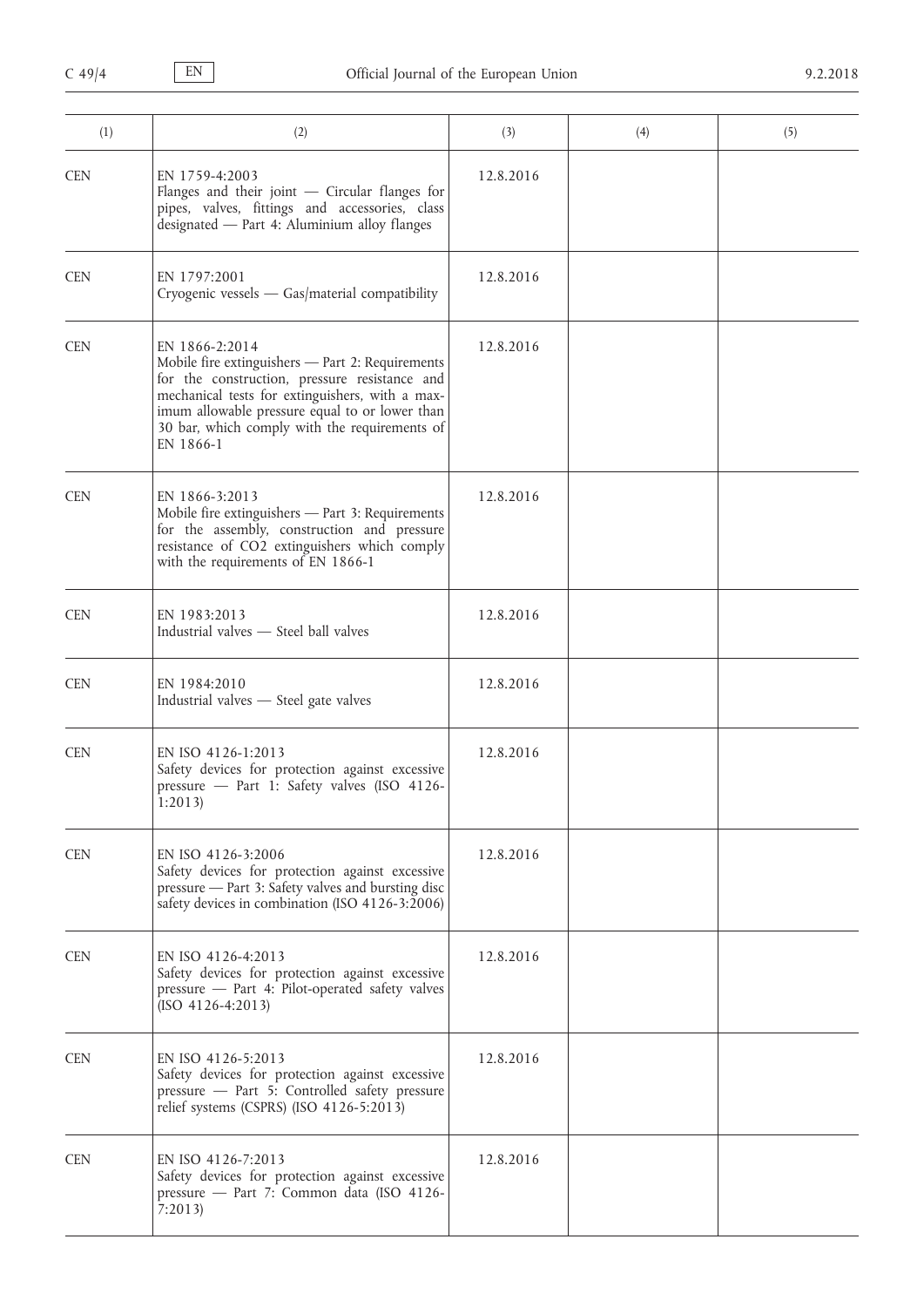| (1) | (2) | (3) | (4) | (5) |
|---|---|---|---|---|
| CEN | EN 1759-4:2003<br>Flanges and their joint — Circular flanges for pipes, valves, fittings and accessories, class designated — Part 4: Aluminium alloy flanges | 12.8.2016 | | |
| CEN | EN 1797:2001<br>Cryogenic vessels — Gas/material compatibility | 12.8.2016 | | |
| CEN | EN 1866-2:2014<br>Mobile fire extinguishers — Part 2: Requirements for the construction, pressure resistance and mechanical tests for extinguishers, with a maximum allowable pressure equal to or lower than 30 bar, which comply with the requirements of EN 1866-1 | 12.8.2016 | | |
| CEN | EN 1866-3:2013<br>Mobile fire extinguishers — Part 3: Requirements for the assembly, construction and pressure resistance of $CO_2$ extinguishers which comply with the requirements of EN 1866-1 | 12.8.2016 | | |
| CEN | EN 1983:2013<br>Industrial valves — Steel ball valves | 12.8.2016 | | |
| CEN | EN 1984:2010<br>Industrial valves — Steel gate valves | 12.8.2016 | | |
| CEN | EN ISO 4126-1:2013<br>Safety devices for protection against excessive pressure — Part 1: Safety valves (ISO 4126-1:2013) | 12.8.2016 | | |
| CEN | EN ISO 4126-3:2006<br>Safety devices for protection against excessive pressure — Part 3: Safety valves and bursting disc safety devices in combination (ISO 4126-3:2006) | 12.8.2016 | | |
| CEN | EN ISO 4126-4:2013<br>Safety devices for protection against excessive pressure — Part 4: Pilot-operated safety valves (ISO 4126-4:2013) | 12.8.2016 | | |
| CEN | EN ISO 4126-5:2013<br>Safety devices for protection against excessive pressure — Part 5: Controlled safety pressure relief systems (CSPRS) (ISO 4126-5:2013) | 12.8.2016 | | |
| CEN | EN ISO 4126-7:2013<br>Safety devices for protection against excessive pressure — Part 7: Common data (ISO 4126-7:2013) | 12.8.2016 | | |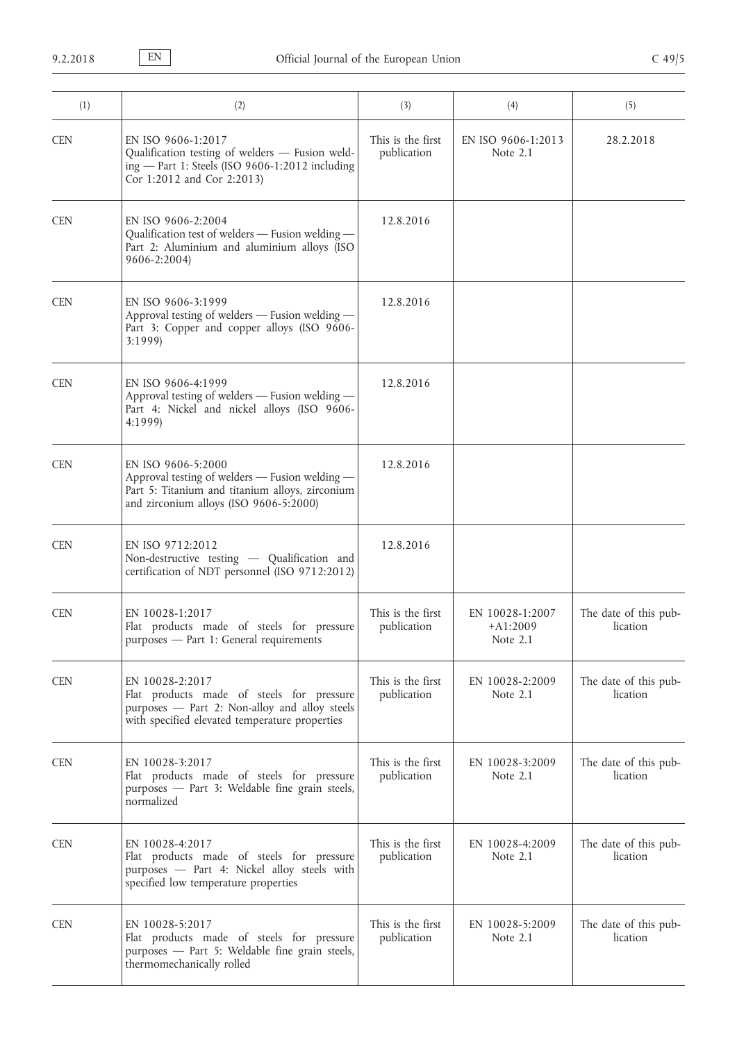| (1) | (2) | (3) | (4) | (5) |
|---|---|---|---|---|
| CEN | EN ISO 9606-1:2017<br>Qualification testing of welders — Fusion welding — Part 1: Steels (ISO 9606-1:2012 including Cor 1:2012 and Cor 2:2013) | This is the first publication | EN ISO 9606-1:2013<br>Note 2.1 | 28.2.2018 |
| CEN | EN ISO 9606-2:2004<br>Qualification test of welders — Fusion welding — Part 2: Aluminium and aluminium alloys (ISO 9606-2:2004) | 12.8.2016 | | |
| CEN | EN ISO 9606-3:1999<br>Approval testing of welders — Fusion welding — Part 3: Copper and copper alloys (ISO 9606-3:1999) | 12.8.2016 | | |
| CEN | EN ISO 9606-4:1999<br>Approval testing of welders — Fusion welding — Part 4: Nickel and nickel alloys (ISO 9606-4:1999) | 12.8.2016 | | |
| CEN | EN ISO 9606-5:2000<br>Approval testing of welders — Fusion welding — Part 5: Titanium and titanium alloys, zirconium and zirconium alloys (ISO 9606-5:2000) | 12.8.2016 | | |
| CEN | EN ISO 9712:2012<br>Non-destructive testing — Qualification and certification of NDT personnel (ISO 9712:2012) | 12.8.2016 | | |
| CEN | EN 10028-1:2017<br>Flat products made of steels for pressure purposes — Part 1: General requirements | This is the first publication | EN 10028-1:2007<br>+A1:2009<br>Note 2.1 | The date of this publication |
| CEN | EN 10028-2:2017<br>Flat products made of steels for pressure purposes — Part 2: Non-alloy and alloy steels with specified elevated temperature properties | This is the first publication | EN 10028-2:2009<br>Note 2.1 | The date of this publication |
| CEN | EN 10028-3:2017<br>Flat products made of steels for pressure purposes — Part 3: Weldable fine grain steels, normalized | This is the first publication | EN 10028-3:2009<br>Note 2.1 | The date of this publication |
| CEN | EN 10028-4:2017<br>Flat products made of steels for pressure purposes — Part 4: Nickel alloy steels with specified low temperature properties | This is the first publication | EN 10028-4:2009<br>Note 2.1 | The date of this publication |
| CEN | EN 10028-5:2017<br>Flat products made of steels for pressure purposes — Part 5: Weldable fine grain steels, thermomechanically rolled | This is the first publication | EN 10028-5:2009<br>Note 2.1 | The date of this publication |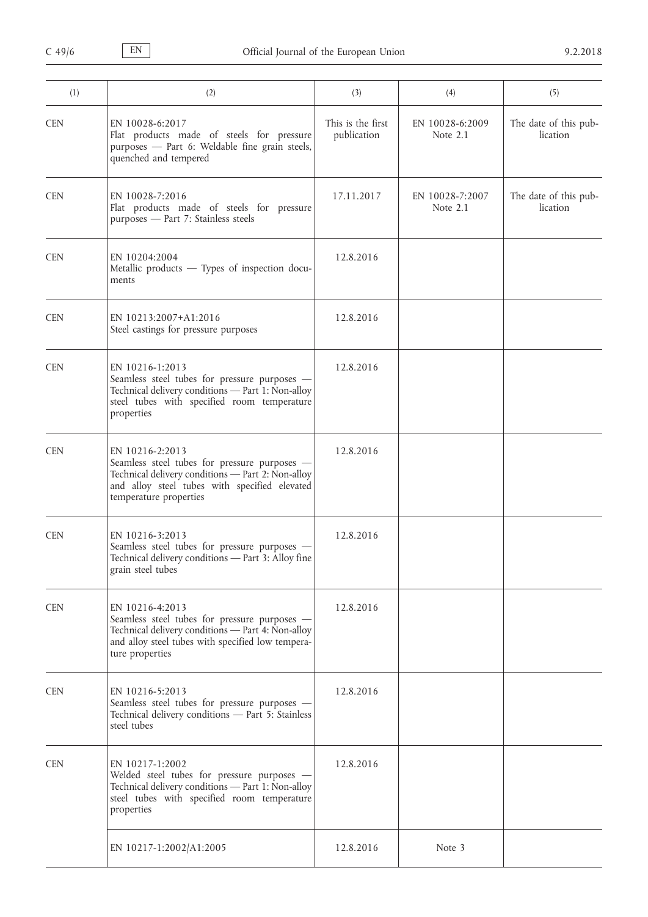| (1) | (2) | (3) | (4) | (5) |
|---|---|---|---|---|
| CEN | EN 10028-6:2017<br>Flat products made of steels for pressure purposes — Part 6: Weldable fine grain steels, quenched and tempered | This is the first publication | EN 10028-6:2009<br>Note 2.1 | The date of this publication |
| CEN | EN 10028-7:2016<br>Flat products made of steels for pressure purposes — Part 7: Stainless steels | 17.11.2017 | EN 10028-7:2007<br>Note 2.1 | The date of this publication |
| CEN | EN 10204:2004<br>Metallic products — Types of inspection documents | 12.8.2016 | | |
| CEN | EN 10213:2007+A1:2016<br>Steel castings for pressure purposes | 12.8.2016 | | |
| CEN | EN 10216-1:2013<br>Seamless steel tubes for pressure purposes — Technical delivery conditions — Part 1: Non-alloy steel tubes with specified room temperature properties | 12.8.2016 | | |
| CEN | EN 10216-2:2013<br>Seamless steel tubes for pressure purposes — Technical delivery conditions — Part 2: Non-alloy and alloy steel tubes with specified elevated temperature properties | 12.8.2016 | | |
| CEN | EN 10216-3:2013<br>Seamless steel tubes for pressure purposes — Technical delivery conditions — Part 3: Alloy fine grain steel tubes | 12.8.2016 | | |
| CEN | EN 10216-4:2013<br>Seamless steel tubes for pressure purposes — Technical delivery conditions — Part 4: Non-alloy and alloy steel tubes with specified low temperature properties | 12.8.2016 | | |
| CEN | EN 10216-5:2013<br>Seamless steel tubes for pressure purposes — Technical delivery conditions — Part 5: Stainless steel tubes | 12.8.2016 | | |
| CEN | EN 10217-1:2002<br>Welded steel tubes for pressure purposes — Technical delivery conditions — Part 1: Non-alloy steel tubes with specified room temperature properties | 12.8.2016 | | |
| | EN 10217-1:2002/A1:2005 | 12.8.2016 | Note 3 | |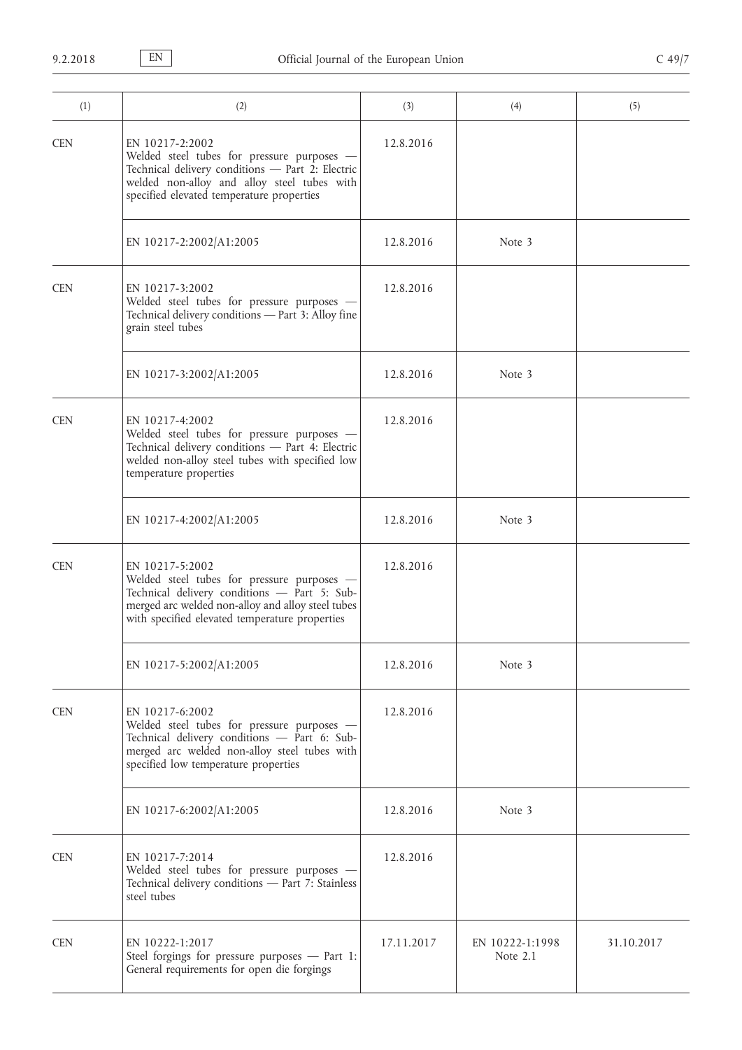| (1) | (2) | (3) | (4) | (5) |
|---|---|---|---|---|
| CEN | EN 10217-2:2002<br>Welded steel tubes for pressure purposes — Technical delivery conditions — Part 2: Electric welded non-alloy and alloy steel tubes with specified elevated temperature properties | 12.8.2016 | | |
| | EN 10217-2:2002/A1:2005 | 12.8.2016 | Note 3 | |
| CEN | EN 10217-3:2002<br>Welded steel tubes for pressure purposes — Technical delivery conditions — Part 3: Alloy fine grain steel tubes | 12.8.2016 | | |
| | EN 10217-3:2002/A1:2005 | 12.8.2016 | Note 3 | |
| CEN | EN 10217-4:2002<br>Welded steel tubes for pressure purposes — Technical delivery conditions — Part 4: Electric welded non-alloy steel tubes with specified low temperature properties | 12.8.2016 | | |
| | EN 10217-4:2002/A1:2005 | 12.8.2016 | Note 3 | |
| CEN | EN 10217-5:2002<br>Welded steel tubes for pressure purposes — Technical delivery conditions — Part 5: Submerged arc welded non-alloy and alloy steel tubes with specified elevated temperature properties | 12.8.2016 | | |
| | EN 10217-5:2002/A1:2005 | 12.8.2016 | Note 3 | |
| CEN | EN 10217-6:2002<br>Welded steel tubes for pressure purposes — Technical delivery conditions — Part 6: Submerged arc welded non-alloy steel tubes with specified low temperature properties | 12.8.2016 | | |
| | EN 10217-6:2002/A1:2005 | 12.8.2016 | Note 3 | |
| CEN | EN 10217-7:2014<br>Welded steel tubes for pressure purposes — Technical delivery conditions — Part 7: Stainless steel tubes | 12.8.2016 | | |
| CEN | EN 10222-1:2017<br>Steel forgings for pressure purposes — Part 1: General requirements for open die forgings | 17.11.2017 | EN 10222-1:1998<br>Note 2.1 | 31.10.2017 |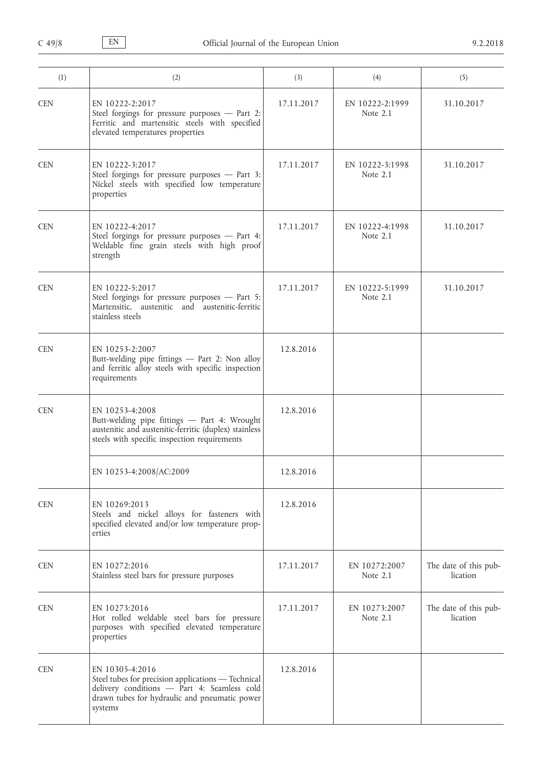| (1) | (2) | (3) | (4) | (5) |
|---|---|---|---|---|
| CEN | EN 10222-2:2017<br>Steel forgings for pressure purposes — Part 2: Ferritic and martensitic steels with specified elevated temperatures properties | 17.11.2017 | EN 10222-2:1999<br>Note 2.1 | 31.10.2017 |
| CEN | EN 10222-3:2017<br>Steel forgings for pressure purposes — Part 3: Nickel steels with specified low temperature properties | 17.11.2017 | EN 10222-3:1998<br>Note 2.1 | 31.10.2017 |
| CEN | EN 10222-4:2017<br>Steel forgings for pressure purposes — Part 4: Weldable fine grain steels with high proof strength | 17.11.2017 | EN 10222-4:1998<br>Note 2.1 | 31.10.2017 |
| CEN | EN 10222-5:2017<br>Steel forgings for pressure purposes — Part 5: Martensitic, austenitic and austenitic-ferritic stainless steels | 17.11.2017 | EN 10222-5:1999<br>Note 2.1 | 31.10.2017 |
| CEN | EN 10253-2:2007<br>Butt-welding pipe fittings — Part 2: Non alloy and ferritic alloy steels with specific inspection requirements | 12.8.2016 | | |
| CEN | EN 10253-4:2008<br>Butt-welding pipe fittings — Part 4: Wrought austenitic and austenitic-ferritic (duplex) stainless steels with specific inspection requirements | 12.8.2016 | | |
| | EN 10253-4:2008/AC:2009 | 12.8.2016 | | |
| CEN | EN 10269:2013<br>Steels and nickel alloys for fasteners with specified elevated and/or low temperature properties | 12.8.2016 | | |
| CEN | EN 10272:2016<br>Stainless steel bars for pressure purposes | 17.11.2017 | EN 10272:2007<br>Note 2.1 | The date of this publication |
| CEN | EN 10273:2016<br>Hot rolled weldable steel bars for pressure purposes with specified elevated temperature properties | 17.11.2017 | EN 10273:2007<br>Note 2.1 | The date of this publication |
| CEN | EN 10305-4:2016<br>Steel tubes for precision applications — Technical delivery conditions — Part 4: Seamless cold drawn tubes for hydraulic and pneumatic power systems | 12.8.2016 | | |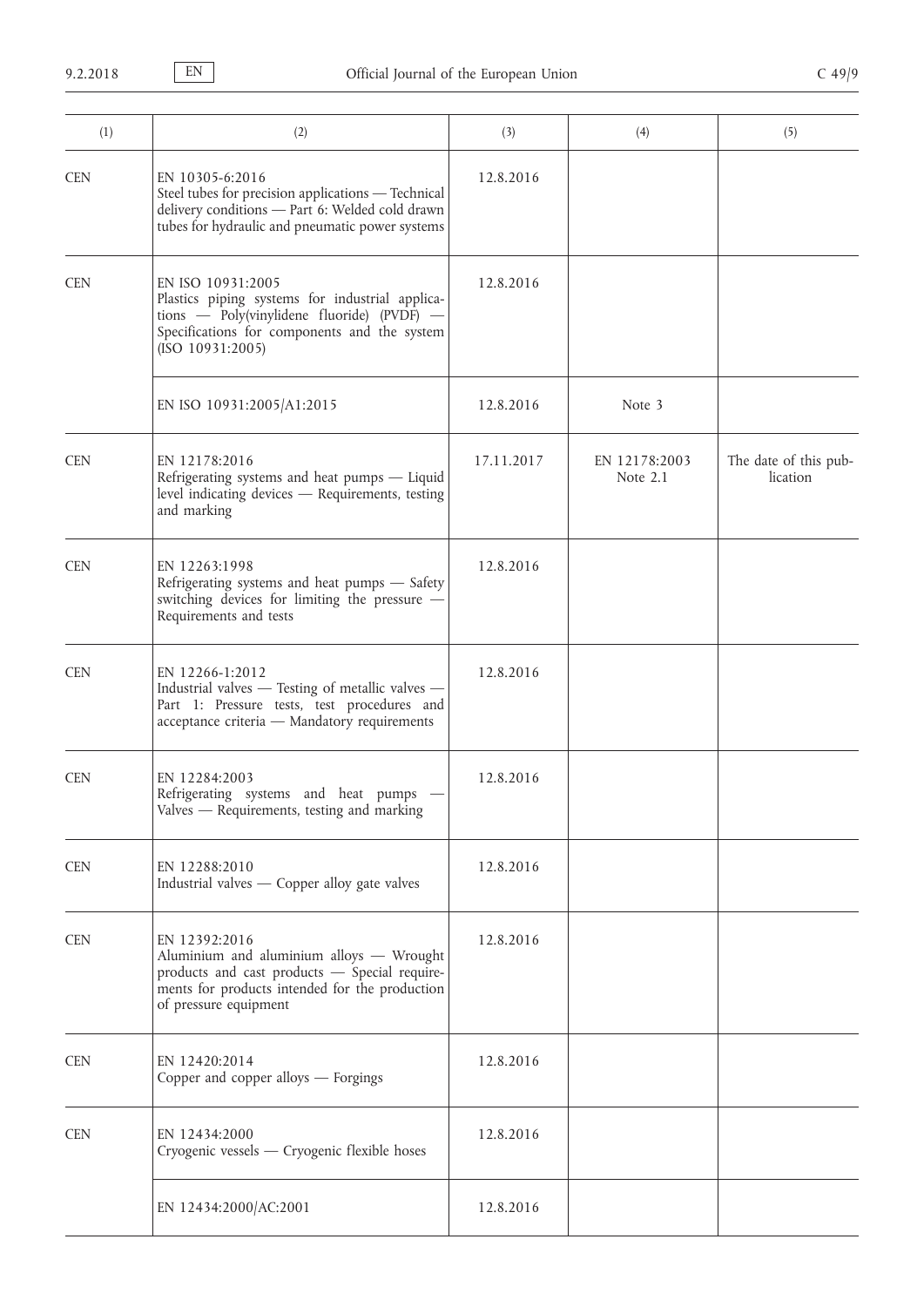| (1) | (2) | (3) | (4) | (5) |
|---|---|---|---|---|
| CEN | EN 10305-6:2016<br>Steel tubes for precision applications — Technical delivery conditions — Part 6: Welded cold drawn tubes for hydraulic and pneumatic power systems | 12.8.2016 | | |
| CEN | EN ISO 10931:2005<br>Plastics piping systems for industrial applications — Poly(vinylidene fluoride) (PVDF) — Specifications for components and the system (ISO 10931:2005) | 12.8.2016 | | |
| | EN ISO 10931:2005/A1:2015 | 12.8.2016 | Note 3 | |
| CEN | EN 12178:2016<br>Refrigerating systems and heat pumps — Liquid level indicating devices — Requirements, testing and marking | 17.11.2017 | EN 12178:2003<br>Note 2.1 | The date of this publication |
| CEN | EN 12263:1998<br>Refrigerating systems and heat pumps — Safety switching devices for limiting the pressure — Requirements and tests | 12.8.2016 | | |
| CEN | EN 12266-1:2012<br>Industrial valves — Testing of metallic valves — Part 1: Pressure tests, test procedures and acceptance criteria — Mandatory requirements | 12.8.2016 | | |
| CEN | EN 12284:2003<br>Refrigerating systems and heat pumps — Valves — Requirements, testing and marking | 12.8.2016 | | |
| CEN | EN 12288:2010<br>Industrial valves — Copper alloy gate valves | 12.8.2016 | | |
| CEN | EN 12392:2016<br>Aluminium and aluminium alloys — Wrought products and cast products — Special requirements for products intended for the production of pressure equipment | 12.8.2016 | | |
| CEN | EN 12420:2014<br>Copper and copper alloys — Forgings | 12.8.2016 | | |
| CEN | EN 12434:2000<br>Cryogenic vessels — Cryogenic flexible hoses | 12.8.2016 | | |
| | EN 12434:2000/AC:2001 | 12.8.2016 | | |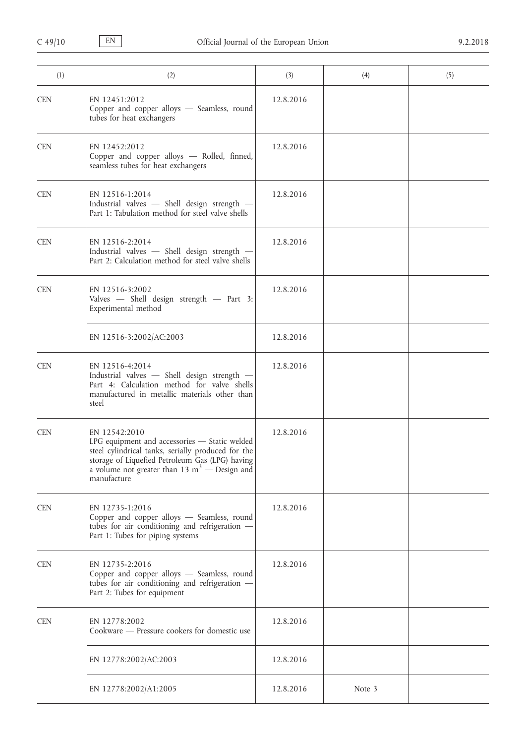| (1) | (2) | (3) | (4) | (5) |
|---|---|---|---|---|
| CEN | EN 12451:2012<br>Copper and copper alloys — Seamless, round tubes for heat exchangers | 12.8.2016 | | |
| CEN | EN 12452:2012<br>Copper and copper alloys — Rolled, finned, seamless tubes for heat exchangers | 12.8.2016 | | |
| CEN | EN 12516-1:2014<br>Industrial valves — Shell design strength — Part 1: Tabulation method for steel valve shells | 12.8.2016 | | |
| CEN | EN 12516-2:2014<br>Industrial valves — Shell design strength — Part 2: Calculation method for steel valve shells | 12.8.2016 | | |
| CEN | EN 12516-3:2002<br>Valves — Shell design strength — Part 3: Experimental method | 12.8.2016 | | |
| | EN 12516-3:2002/AC:2003 | 12.8.2016 | | |
| CEN | EN 12516-4:2014<br>Industrial valves — Shell design strength — Part 4: Calculation method for valve shells manufactured in metallic materials other than steel | 12.8.2016 | | |
| CEN | EN 12542:2010<br>LPG equipment and accessories — Static welded steel cylindrical tanks, serially produced for the storage of Liquefied Petroleum Gas (LPG) having a volume not greater than 13 $m^3$ — Design and manufacture | 12.8.2016 | | |
| CEN | EN 12735-1:2016<br>Copper and copper alloys — Seamless, round tubes for air conditioning and refrigeration — Part 1: Tubes for piping systems | 12.8.2016 | | |
| CEN | EN 12735-2:2016<br>Copper and copper alloys — Seamless, round tubes for air conditioning and refrigeration — Part 2: Tubes for equipment | 12.8.2016 | | |
| CEN | EN 12778:2002<br>Cookware — Pressure cookers for domestic use | 12.8.2016 | | |
| | EN 12778:2002/AC:2003 | 12.8.2016 | | |
| | EN 12778:2002/A1:2005 | 12.8.2016 | Note 3 | |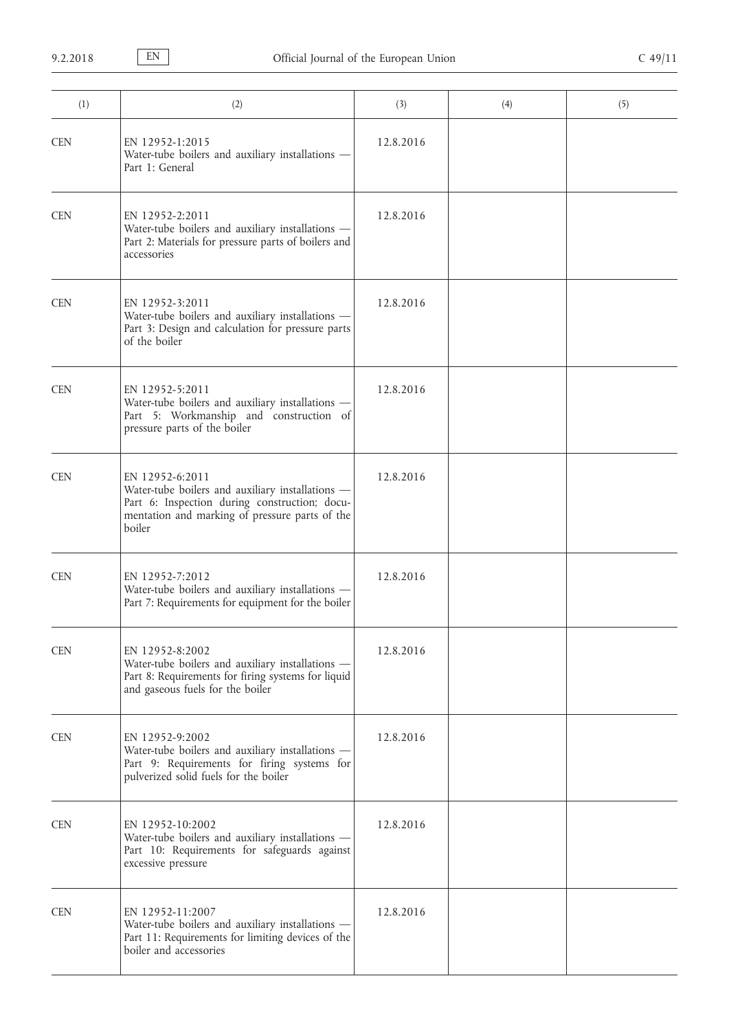| (1) | (2) | (3) | (4) | (5) |
|---|---|---|---|---|
| CEN | EN 12952-1:2015<br>Water-tube boilers and auxiliary installations — Part 1: General | 12.8.2016 | | |
| CEN | EN 12952-2:2011<br>Water-tube boilers and auxiliary installations — Part 2: Materials for pressure parts of boilers and accessories | 12.8.2016 | | |
| CEN | EN 12952-3:2011<br>Water-tube boilers and auxiliary installations — Part 3: Design and calculation for pressure parts of the boiler | 12.8.2016 | | |
| CEN | EN 12952-5:2011<br>Water-tube boilers and auxiliary installations — Part 5: Workmanship and construction of pressure parts of the boiler | 12.8.2016 | | |
| CEN | EN 12952-6:2011<br>Water-tube boilers and auxiliary installations — Part 6: Inspection during construction; documentation and marking of pressure parts of the boiler | 12.8.2016 | | |
| CEN | EN 12952-7:2012<br>Water-tube boilers and auxiliary installations — Part 7: Requirements for equipment for the boiler | 12.8.2016 | | |
| CEN | EN 12952-8:2002<br>Water-tube boilers and auxiliary installations — Part 8: Requirements for firing systems for liquid and gaseous fuels for the boiler | 12.8.2016 | | |
| CEN | EN 12952-9:2002<br>Water-tube boilers and auxiliary installations — Part 9: Requirements for firing systems for pulverized solid fuels for the boiler | 12.8.2016 | | |
| CEN | EN 12952-10:2002<br>Water-tube boilers and auxiliary installations — Part 10: Requirements for safeguards against excessive pressure | 12.8.2016 | | |
| CEN | EN 12952-11:2007<br>Water-tube boilers and auxiliary installations — Part 11: Requirements for limiting devices of the boiler and accessories | 12.8.2016 | | |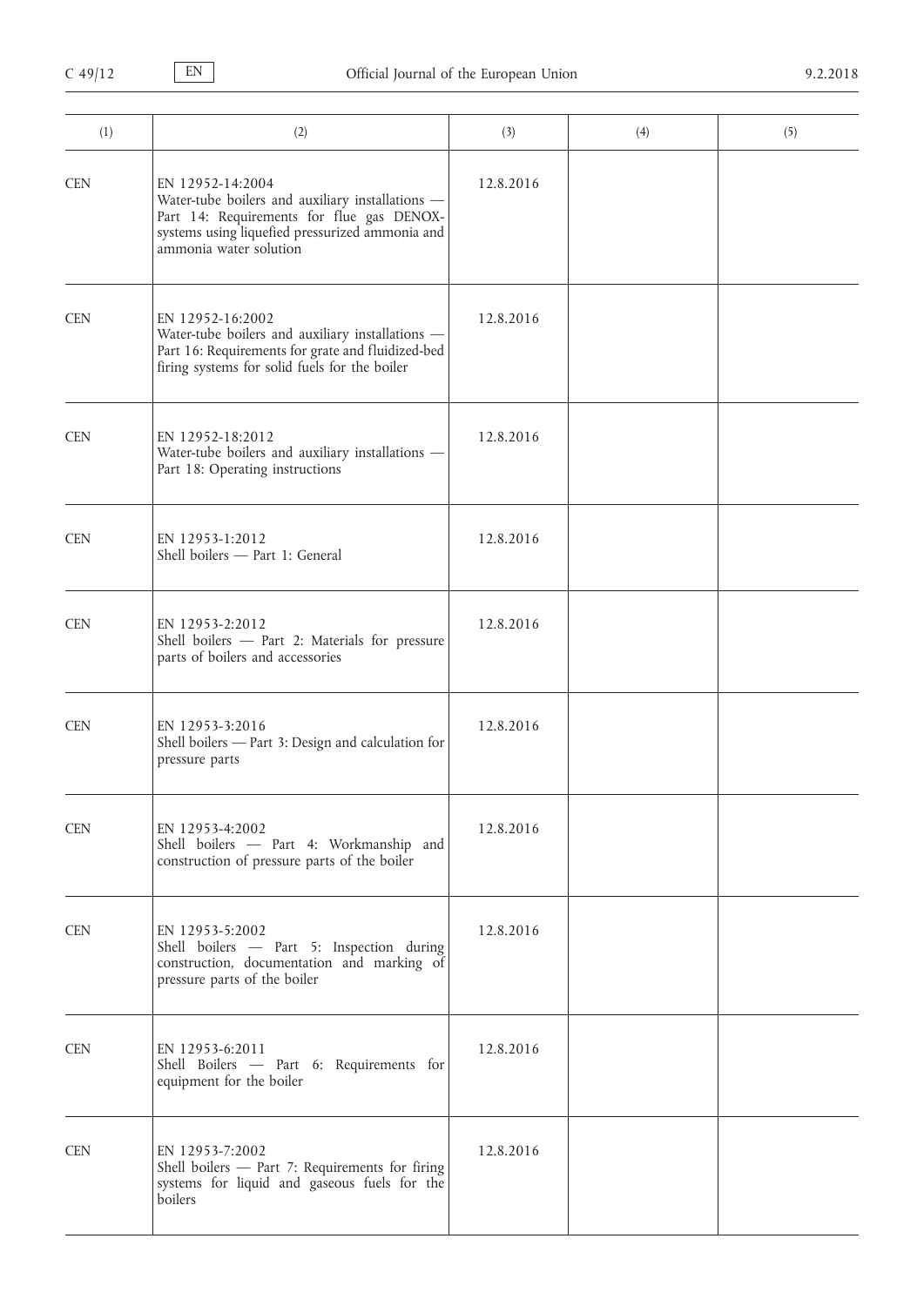| (1) | (2) | (3) | (4) | (5) |
|---|---|---|---|---|
| CEN | EN 12952-14:2004<br>Water-tube boilers and auxiliary installations — Part 14: Requirements for flue gas DENOX-systems using liquefied pressurized ammonia and ammonia water solution | 12.8.2016 | | |
| CEN | EN 12952-16:2002<br>Water-tube boilers and auxiliary installations — Part 16: Requirements for grate and fluidized-bed firing systems for solid fuels for the boiler | 12.8.2016 | | |
| CEN | EN 12952-18:2012<br>Water-tube boilers and auxiliary installations — Part 18: Operating instructions | 12.8.2016 | | |
| CEN | EN 12953-1:2012<br>Shell boilers — Part 1: General | 12.8.2016 | | |
| CEN | EN 12953-2:2012<br>Shell boilers — Part 2: Materials for pressure parts of boilers and accessories | 12.8.2016 | | |
| CEN | EN 12953-3:2016<br>Shell boilers — Part 3: Design and calculation for pressure parts | 12.8.2016 | | |
| CEN | EN 12953-4:2002<br>Shell boilers — Part 4: Workmanship and construction of pressure parts of the boiler | 12.8.2016 | | |
| CEN | EN 12953-5:2002<br>Shell boilers — Part 5: Inspection during construction, documentation and marking of pressure parts of the boiler | 12.8.2016 | | |
| CEN | EN 12953-6:2011<br>Shell Boilers — Part 6: Requirements for equipment for the boiler | 12.8.2016 | | |
| CEN | EN 12953-7:2002<br>Shell boilers — Part 7: Requirements for firing systems for liquid and gaseous fuels for the boilers | 12.8.2016 | | |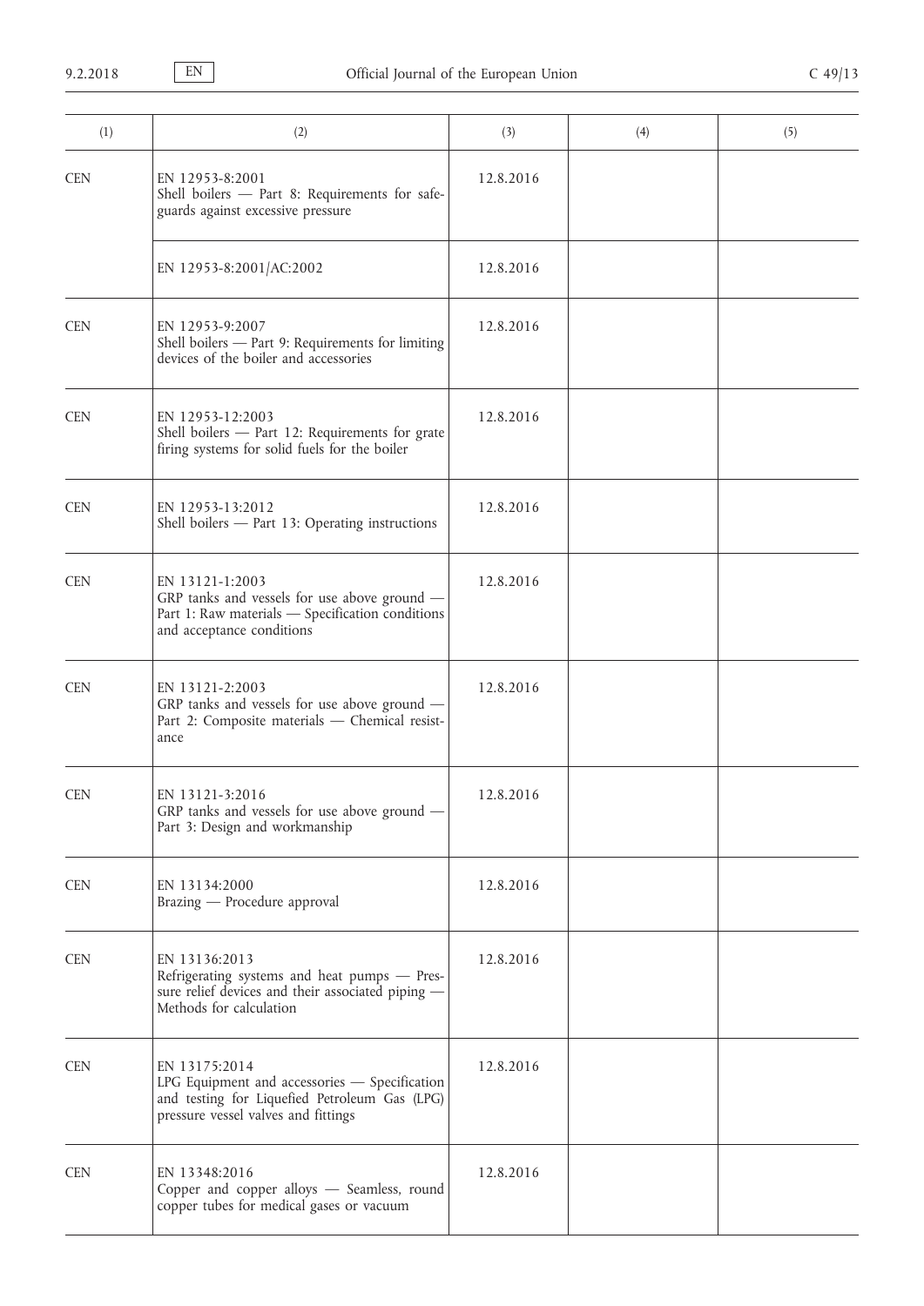| (1) | (2) | (3) | (4) | (5) |
|---|---|---|---|---|
| CEN | EN 12953-8:2001<br>Shell boilers — Part 8: Requirements for safeguards against excessive pressure | 12.8.2016 | | |
| | EN 12953-8:2001/AC:2002 | 12.8.2016 | | |
| CEN | EN 12953-9:2007<br>Shell boilers — Part 9: Requirements for limiting devices of the boiler and accessories | 12.8.2016 | | |
| CEN | EN 12953-12:2003<br>Shell boilers — Part 12: Requirements for grate firing systems for solid fuels for the boiler | 12.8.2016 | | |
| CEN | EN 12953-13:2012<br>Shell boilers — Part 13: Operating instructions | 12.8.2016 | | |
| CEN | EN 13121-1:2003<br>GRP tanks and vessels for use above ground — Part 1: Raw materials — Specification conditions and acceptance conditions | 12.8.2016 | | |
| CEN | EN 13121-2:2003<br>GRP tanks and vessels for use above ground — Part 2: Composite materials — Chemical resistance | 12.8.2016 | | |
| CEN | EN 13121-3:2016<br>GRP tanks and vessels for use above ground — Part 3: Design and workmanship | 12.8.2016 | | |
| CEN | EN 13134:2000<br>Brazing — Procedure approval | 12.8.2016 | | |
| CEN | EN 13136:2013<br>Refrigerating systems and heat pumps — Pressure relief devices and their associated piping — Methods for calculation | 12.8.2016 | | |
| CEN | EN 13175:2014<br>LPG Equipment and accessories — Specification and testing for Liquefied Petroleum Gas (LPG) pressure vessel valves and fittings | 12.8.2016 | | |
| CEN | EN 13348:2016<br>Copper and copper alloys — Seamless, round copper tubes for medical gases or vacuum | 12.8.2016 | | |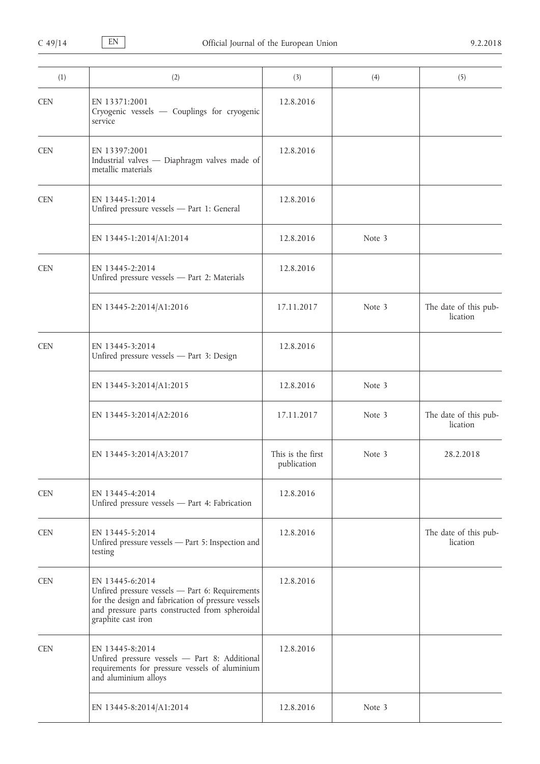| (1) | (2) | (3) | (4) | (5) |
|---|---|---|---|---|
| CEN | EN 13371:2001<br>Cryogenic vessels — Couplings for cryogenic service | 12.8.2016 | | |
| CEN | EN 13397:2001<br>Industrial valves — Diaphragm valves made of metallic materials | 12.8.2016 | | |
| CEN | EN 13445-1:2014<br>Unfired pressure vessels — Part 1: General | 12.8.2016 | | |
| | EN 13445-1:2014/A1:2014 | 12.8.2016 | Note 3 | |
| CEN | EN 13445-2:2014<br>Unfired pressure vessels — Part 2: Materials | 12.8.2016 | | |
| | EN 13445-2:2014/A1:2016 | 17.11.2017 | Note 3 | The date of this publication |
| CEN | EN 13445-3:2014<br>Unfired pressure vessels — Part 3: Design | 12.8.2016 | | |
| | EN 13445-3:2014/A1:2015 | 12.8.2016 | Note 3 | |
| | EN 13445-3:2014/A2:2016 | 17.11.2017 | Note 3 | The date of this publication |
| | EN 13445-3:2014/A3:2017 | This is the first publication | Note 3 | 28.2.2018 |
| CEN | EN 13445-4:2014<br>Unfired pressure vessels — Part 4: Fabrication | 12.8.2016 | | |
| CEN | EN 13445-5:2014<br>Unfired pressure vessels — Part 5: Inspection and testing | 12.8.2016 | | The date of this publication |
| CEN | EN 13445-6:2014<br>Unfired pressure vessels — Part 6: Requirements for the design and fabrication of pressure vessels and pressure parts constructed from spheroidal graphite cast iron | 12.8.2016 | | |
| CEN | EN 13445-8:2014<br>Unfired pressure vessels — Part 8: Additional requirements for pressure vessels of aluminium and aluminium alloys | 12.8.2016 | | |
| | EN 13445-8:2014/A1:2014 | 12.8.2016 | Note 3 | |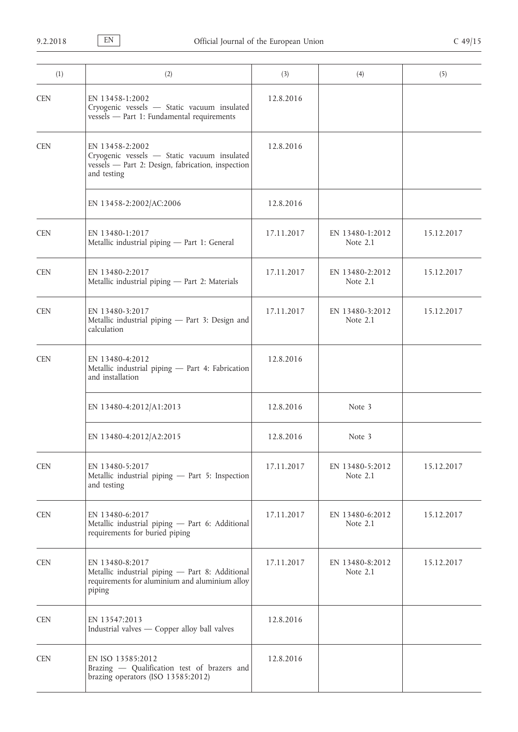| (1) | (2) | (3) | (4) | (5) |
|---|---|---|---|---|
| CEN | EN 13458-1:2002<br>Cryogenic vessels — Static vacuum insulated vessels — Part 1: Fundamental requirements | 12.8.2016 | | |
| CEN | EN 13458-2:2002<br>Cryogenic vessels — Static vacuum insulated vessels — Part 2: Design, fabrication, inspection and testing | 12.8.2016 | | |
| | EN 13458-2:2002/AC:2006 | 12.8.2016 | | |
| CEN | EN 13480-1:2017<br>Metallic industrial piping — Part 1: General | 17.11.2017 | EN 13480-1:2012<br>Note 2.1 | 15.12.2017 |
| CEN | EN 13480-2:2017<br>Metallic industrial piping — Part 2: Materials | 17.11.2017 | EN 13480-2:2012<br>Note 2.1 | 15.12.2017 |
| CEN | EN 13480-3:2017<br>Metallic industrial piping — Part 3: Design and calculation | 17.11.2017 | EN 13480-3:2012<br>Note 2.1 | 15.12.2017 |
| CEN | EN 13480-4:2012<br>Metallic industrial piping — Part 4: Fabrication and installation | 12.8.2016 | | |
| | EN 13480-4:2012/A1:2013 | 12.8.2016 | Note 3 | |
| | EN 13480-4:2012/A2:2015 | 12.8.2016 | Note 3 | |
| CEN | EN 13480-5:2017<br>Metallic industrial piping — Part 5: Inspection and testing | 17.11.2017 | EN 13480-5:2012<br>Note 2.1 | 15.12.2017 |
| CEN | EN 13480-6:2017<br>Metallic industrial piping — Part 6: Additional requirements for buried piping | 17.11.2017 | EN 13480-6:2012<br>Note 2.1 | 15.12.2017 |
| CEN | EN 13480-8:2017<br>Metallic industrial piping — Part 8: Additional requirements for aluminium and aluminium alloy piping | 17.11.2017 | EN 13480-8:2012<br>Note 2.1 | 15.12.2017 |
| CEN | EN 13547:2013<br>Industrial valves — Copper alloy ball valves | 12.8.2016 | | |
| CEN | EN ISO 13585:2012<br>Brazing — Qualification test of brazers and brazing operators (ISO 13585:2012) | 12.8.2016 | | |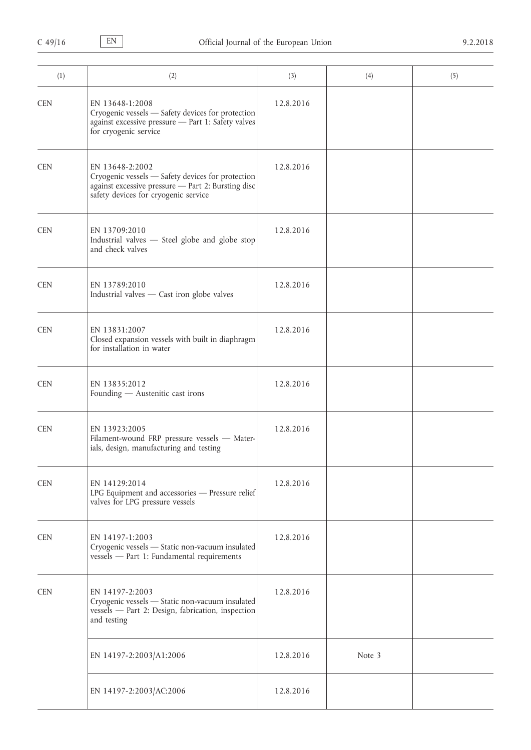| (1) | (2) | (3) | (4) | (5) |
|---|---|---|---|---|
| CEN | EN 13648-1:2008<br>Cryogenic vessels — Safety devices for protection against excessive pressure — Part 1: Safety valves for cryogenic service | 12.8.2016 | | |
| CEN | EN 13648-2:2002<br>Cryogenic vessels — Safety devices for protection against excessive pressure — Part 2: Bursting disc safety devices for cryogenic service | 12.8.2016 | | |
| CEN | EN 13709:2010<br>Industrial valves — Steel globe and globe stop and check valves | 12.8.2016 | | |
| CEN | EN 13789:2010<br>Industrial valves — Cast iron globe valves | 12.8.2016 | | |
| CEN | EN 13831:2007<br>Closed expansion vessels with built in diaphragm for installation in water | 12.8.2016 | | |
| CEN | EN 13835:2012<br>Founding — Austenitic cast irons | 12.8.2016 | | |
| CEN | EN 13923:2005<br>Filament-wound FRP pressure vessels — Materials, design, manufacturing and testing | 12.8.2016 | | |
| CEN | EN 14129:2014<br>LPG Equipment and accessories — Pressure relief valves for LPG pressure vessels | 12.8.2016 | | |
| CEN | EN 14197-1:2003<br>Cryogenic vessels — Static non-vacuum insulated vessels — Part 1: Fundamental requirements | 12.8.2016 | | |
| CEN | EN 14197-2:2003<br>Cryogenic vessels — Static non-vacuum insulated vessels — Part 2: Design, fabrication, inspection and testing | 12.8.2016 | | |
| | EN 14197-2:2003/A1:2006 | 12.8.2016 | Note 3 | |
| | EN 14197-2:2003/AC:2006 | 12.8.2016 | | |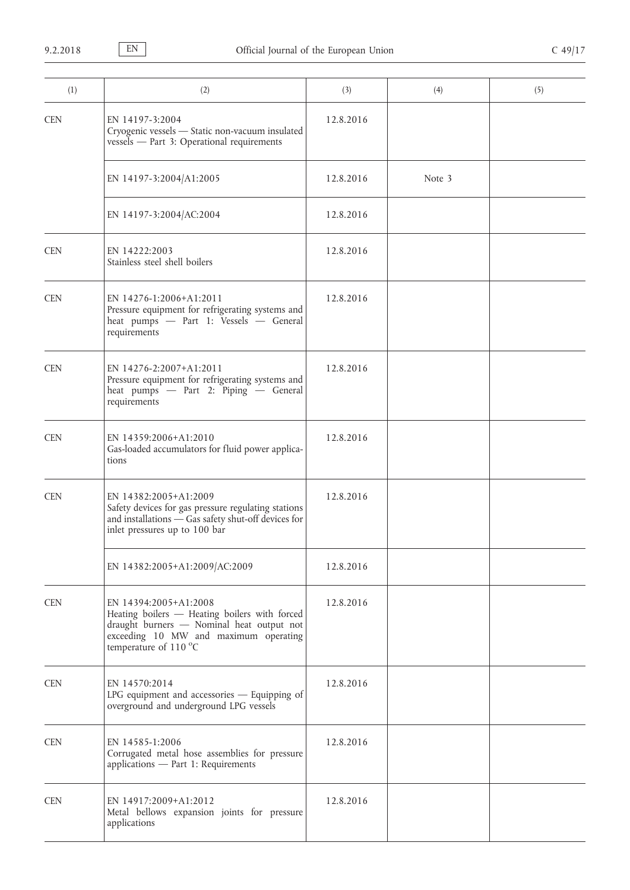| (1) | (2) | (3) | (4) | (5) |
|---|---|---|---|---|
| CEN | EN 14197-3:2004<br>Cryogenic vessels — Static non-vacuum insulated vessels — Part 3: Operational requirements | 12.8.2016 | | |
| | EN 14197-3:2004/A1:2005 | 12.8.2016 | Note 3 | |
| | EN 14197-3:2004/AC:2004 | 12.8.2016 | | |
| CEN | EN 14222:2003<br>Stainless steel shell boilers | 12.8.2016 | | |
| CEN | EN 14276-1:2006+A1:2011<br>Pressure equipment for refrigerating systems and heat pumps — Part 1: Vessels — General requirements | 12.8.2016 | | |
| CEN | EN 14276-2:2007+A1:2011<br>Pressure equipment for refrigerating systems and heat pumps — Part 2: Piping — General requirements | 12.8.2016 | | |
| CEN | EN 14359:2006+A1:2010<br>Gas-loaded accumulators for fluid power applications | 12.8.2016 | | |
| CEN | EN 14382:2005+A1:2009<br>Safety devices for gas pressure regulating stations and installations — Gas safety shut-off devices for inlet pressures up to 100 bar | 12.8.2016 | | |
| | EN 14382:2005+A1:2009/AC:2009 | 12.8.2016 | | |
| CEN | EN 14394:2005+A1:2008<br>Heating boilers — Heating boilers with forced draught burners — Nominal heat output not exceeding 10 MW and maximum operating temperature of 110 °C | 12.8.2016 | | |
| CEN | EN 14570:2014<br>LPG equipment and accessories — Equipping of overground and underground LPG vessels | 12.8.2016 | | |
| CEN | EN 14585-1:2006<br>Corrugated metal hose assemblies for pressure applications — Part 1: Requirements | 12.8.2016 | | |
| CEN | EN 14917:2009+A1:2012<br>Metal bellows expansion joints for pressure applications | 12.8.2016 | | |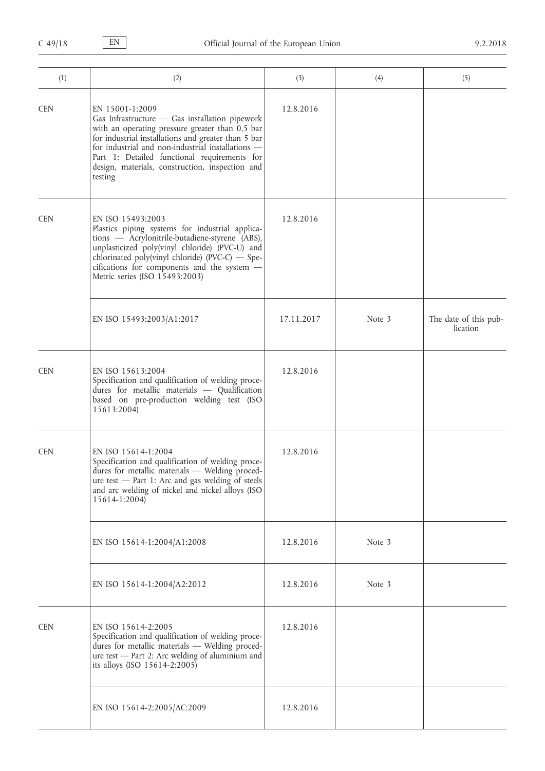| (1) | (2) | (3) | (4) | (5) |
|---|---|---|---|---|
| CEN | EN 15001-1:2009<br>Gas Infrastructure — Gas installation pipework with an operating pressure greater than 0,5 bar for industrial installations and greater than 5 bar for industrial and non-industrial installations — Part 1: Detailed functional requirements for design, materials, construction, inspection and testing | 12.8.2016 | | |
| CEN | EN ISO 15493:2003<br>Plastics piping systems for industrial applications — Acrylonitrile-butadiene-styrene (ABS), unplasticized poly(vinyl chloride) (PVC-U) and chlorinated poly(vinyl chloride) (PVC-C) — Specifications for components and the system — Metric series (ISO 15493:2003) | 12.8.2016 | | |
| | EN ISO 15493:2003/A1:2017 | 17.11.2017 | Note 3 | The date of this publication |
| CEN | EN ISO 15613:2004<br>Specification and qualification of welding procedures for metallic materials — Qualification based on pre-production welding test (ISO 15613:2004) | 12.8.2016 | | |
| CEN | EN ISO 15614-1:2004<br>Specification and qualification of welding procedures for metallic materials — Welding procedure test — Part 1: Arc and gas welding of steels and arc welding of nickel and nickel alloys (ISO 15614-1:2004) | 12.8.2016 | | |
| | EN ISO 15614-1:2004/A1:2008 | 12.8.2016 | Note 3 | |
| | EN ISO 15614-1:2004/A2:2012 | 12.8.2016 | Note 3 | |
| CEN | EN ISO 15614-2:2005<br>Specification and qualification of welding procedures for metallic materials — Welding procedure test — Part 2: Arc welding of aluminium and its alloys (ISO 15614-2:2005) | 12.8.2016 | | |
| | EN ISO 15614-2:2005/AC:2009 | 12.8.2016 | | |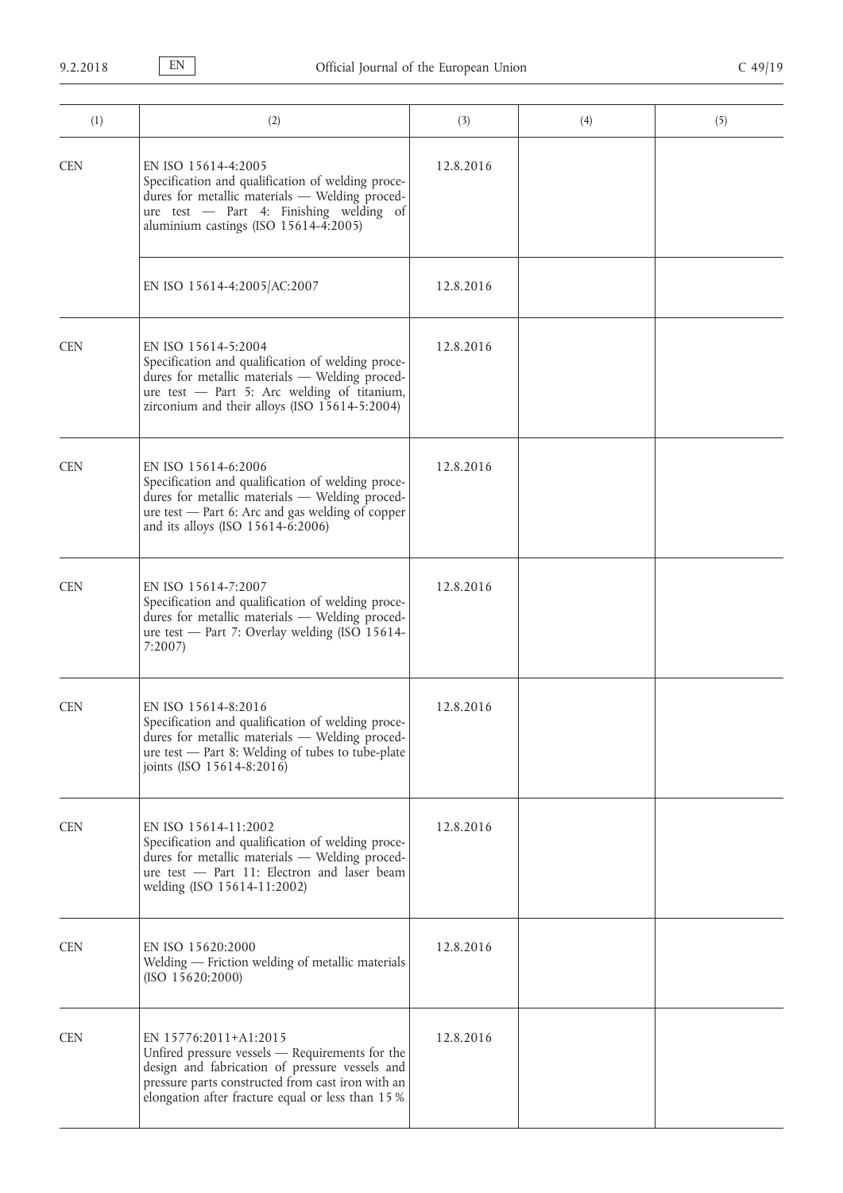| (1) | (2) | (3) | (4) | (5) |
|---|---|---|---|---|
| CEN | EN ISO 15614-4:2005<br>Specification and qualification of welding procedures for metallic materials — Welding procedure test — Part 4: Finishing welding of aluminium castings (ISO 15614-4:2005) | 12.8.2016 | | |
| | EN ISO 15614-4:2005/AC:2007 | 12.8.2016 | | |
| CEN | EN ISO 15614-5:2004<br>Specification and qualification of welding procedures for metallic materials — Welding procedure test — Part 5: Arc welding of titanium, zirconium and their alloys (ISO 15614-5:2004) | 12.8.2016 | | |
| CEN | EN ISO 15614-6:2006<br>Specification and qualification of welding procedures for metallic materials — Welding procedure test — Part 6: Arc and gas welding of copper and its alloys (ISO 15614-6:2006) | 12.8.2016 | | |
| CEN | EN ISO 15614-7:2007<br>Specification and qualification of welding procedures for metallic materials — Welding procedure test — Part 7: Overlay welding (ISO 15614-7:2007) | 12.8.2016 | | |
| CEN | EN ISO 15614-8:2016<br>Specification and qualification of welding procedures for metallic materials — Welding procedure test — Part 8: Welding of tubes to tube-plate joints (ISO 15614-8:2016) | 12.8.2016 | | |
| CEN | EN ISO 15614-11:2002<br>Specification and qualification of welding procedures for metallic materials — Welding procedure test — Part 11: Electron and laser beam welding (ISO 15614-11:2002) | 12.8.2016 | | |
| CEN | EN ISO 15620:2000<br>Welding — Friction welding of metallic materials (ISO 15620:2000) | 12.8.2016 | | |
| CEN | EN 15776:2011+A1:2015<br>Unfired pressure vessels — Requirements for the design and fabrication of pressure vessels and pressure parts constructed from cast iron with an elongation after fracture equal or less than 15 % | 12.8.2016 | | |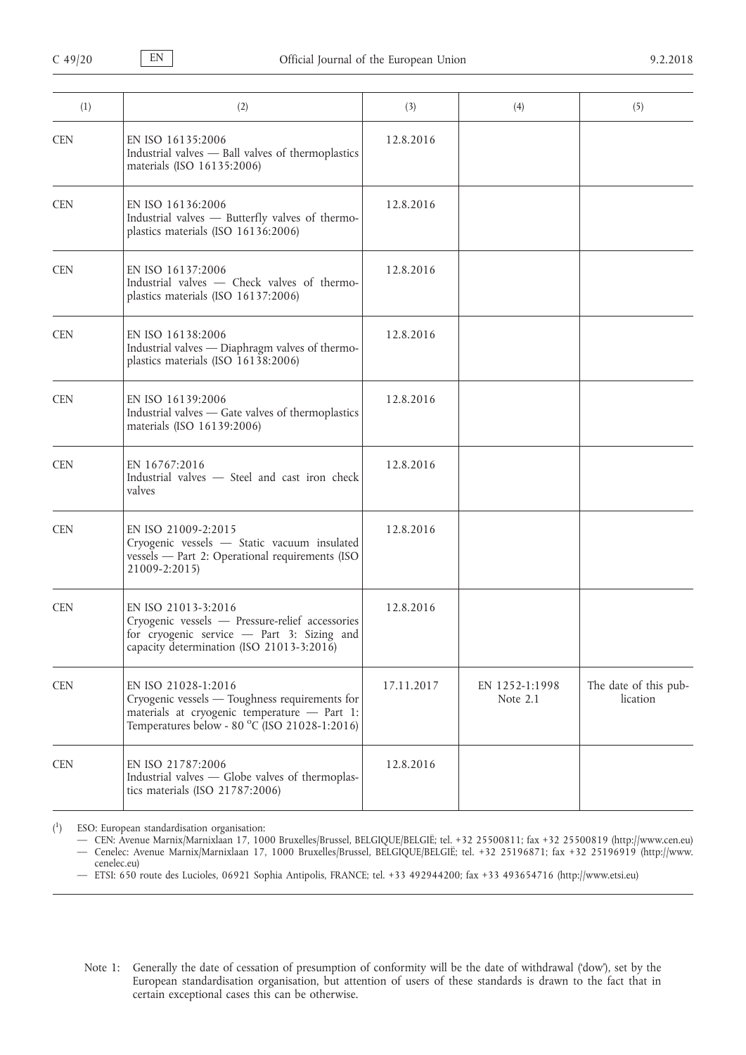| (1) | (2) | (3) | (4) | (5) |
|---|---|---|---|---|
| CEN | EN ISO 16135:2006<br>Industrial valves — Ball valves of thermoplastics materials (ISO 16135:2006) | 12.8.2016 | | |
| CEN | EN ISO 16136:2006<br>Industrial valves — Butterfly valves of thermoplastics materials (ISO 16136:2006) | 12.8.2016 | | |
| CEN | EN ISO 16137:2006<br>Industrial valves — Check valves of thermoplastics materials (ISO 16137:2006) | 12.8.2016 | | |
| CEN | EN ISO 16138:2006<br>Industrial valves — Diaphragm valves of thermoplastics materials (ISO 16138:2006) | 12.8.2016 | | |
| CEN | EN ISO 16139:2006<br>Industrial valves — Gate valves of thermoplastics materials (ISO 16139:2006) | 12.8.2016 | | |
| CEN | EN 16767:2016<br>Industrial valves — Steel and cast iron check valves | 12.8.2016 | | |
| CEN | EN ISO 21009-2:2015<br>Cryogenic vessels — Static vacuum insulated vessels — Part 2: Operational requirements (ISO 21009-2:2015) | 12.8.2016 | | |
| CEN | EN ISO 21013-3:2016<br>Cryogenic vessels — Pressure-relief accessories for cryogenic service — Part 3: Sizing and capacity determination (ISO 21013-3:2016) | 12.8.2016 | | |
| CEN | EN ISO 21028-1:2016<br>Cryogenic vessels — Toughness requirements for materials at cryogenic temperature — Part 1: Temperatures below - 80 °C (ISO 21028-1:2016) | 17.11.2017 | EN 1252-1:1998<br>Note 2.1 | The date of this publication |
| CEN | EN ISO 21787:2006<br>Industrial valves — Globe valves of thermoplastics materials (ISO 21787:2006) | 12.8.2016 | | |

([1]) ESO: European standardisation organisation:

— CEN: Avenue Marnix/Marnixlaan 17, 1000 Bruxelles/Brussel, BELGIQUE/BELGIË; tel. +32 25500811; fax +32 25500819 (http://www.cen.eu)

— Cenelec: Avenue Marnix/Marnixlaan 17, 1000 Bruxelles/Brussel, BELGIQUE/BELGIË; tel. +32 25196871; fax +32 25196919 (http://www.cenelec.eu)

— ETSI: 650 route des Lucioles, 06921 Sophia Antipolis, FRANCE; tel. +33 492944200; fax +33 493654716 (http://www.etsi.eu)

Note 1: Generally the date of cessation of presumption of conformity will be the date of withdrawal ('dow'), set by the European standardisation organisation, but attention of users of these standards is drawn to the fact that in certain exceptional cases this can be otherwise.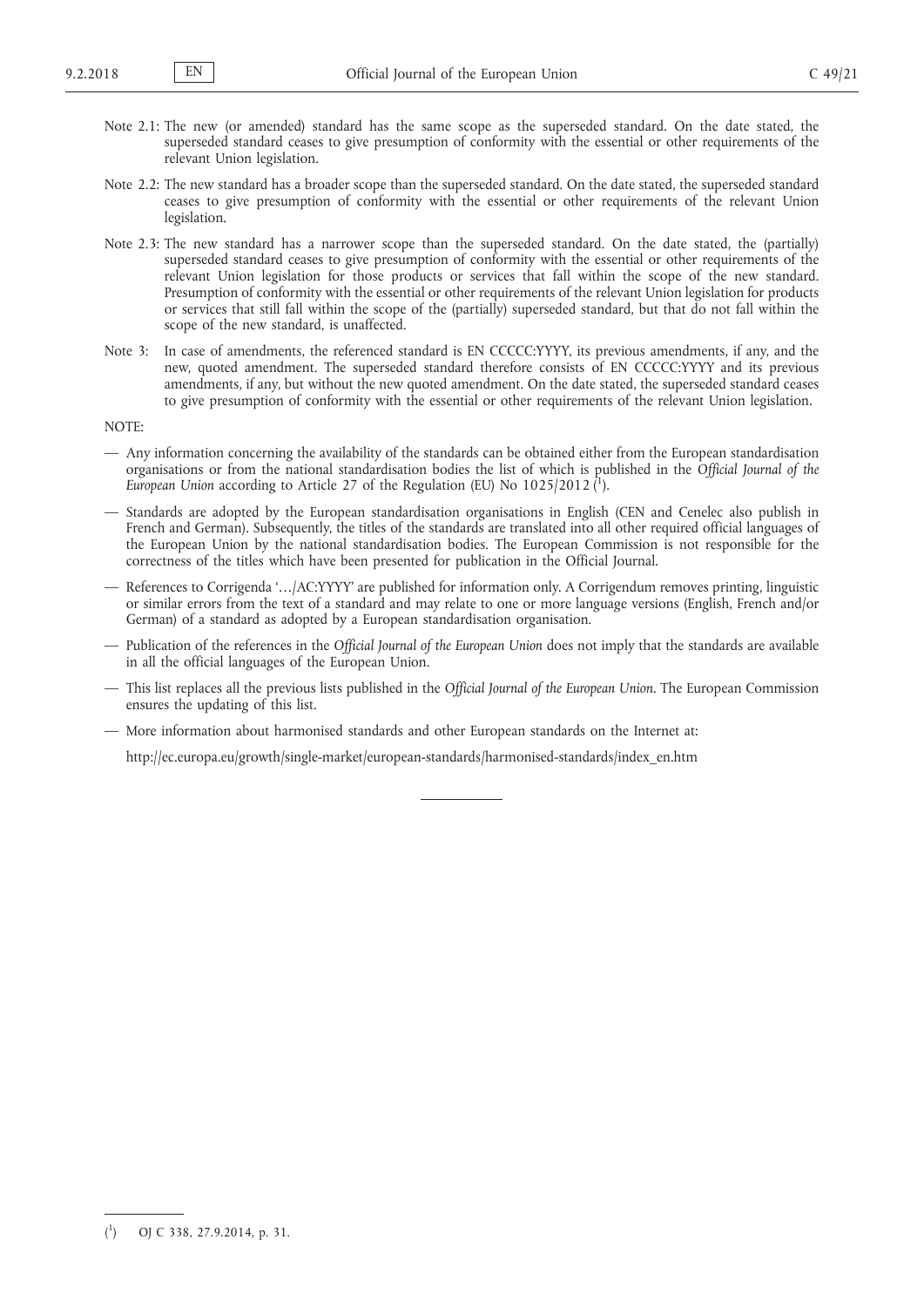Note 2.1: The new (or amended) standard has the same scope as the superseded standard. On the date stated, the superseded standard ceases to give presumption of conformity with the essential or other requirements of the relevant Union legislation.

Note 2.2: The new standard has a broader scope than the superseded standard. On the date stated, the superseded standard ceases to give presumption of conformity with the essential or other requirements of the relevant Union legislation.

Note 2.3: The new standard has a narrower scope than the superseded standard. On the date stated, the (partially) superseded standard ceases to give presumption of conformity with the essential or other requirements of the relevant Union legislation for those products or services that fall within the scope of the new standard. Presumption of conformity with the essential or other requirements of the relevant Union legislation for products or services that still fall within the scope of the (partially) superseded standard, but that do not fall within the scope of the new standard, is unaffected.

Note 3: In case of amendments, the referenced standard is EN CCCCC:YYYY, its previous amendments, if any, and the new, quoted amendment. The superseded standard therefore consists of EN CCCCC:YYYY and its previous amendments, if any, but without the new quoted amendment. On the date stated, the superseded standard ceases to give presumption of conformity with the essential or other requirements of the relevant Union legislation.

NOTE:

— Any information concerning the availability of the standards can be obtained either from the European standardisation organisations or from the national standardisation bodies the list of which is published in the *Official Journal of the European Union* according to Article 27 of the Regulation (EU) No 1025/2012 [1].

— Standards are adopted by the European standardisation organisations in English (CEN and Cenelec also publish in French and German). Subsequently, the titles of the standards are translated into all other required official languages of the European Union by the national standardisation bodies. The European Commission is not responsible for the correctness of the titles which have been presented for publication in the Official Journal.

— References to Corrigenda '…/AC:YYYY' are published for information only. A Corrigendum removes printing, linguistic or similar errors from the text of a standard and may relate to one or more language versions (English, French and/or German) of a standard as adopted by a European standardisation organisation.

— Publication of the references in the *Official Journal of the European Union* does not imply that the standards are available in all the official languages of the European Union.

— This list replaces all the previous lists published in the *Official Journal of the European Union*. The European Commission ensures the updating of this list.

— More information about harmonised standards and other European standards on the Internet at:

http://ec.europa.eu/growth/single-market/european-standards/harmonised-standards/index_en.htm

---

[1] OJ C 338, 27.9.2014, p. 31.